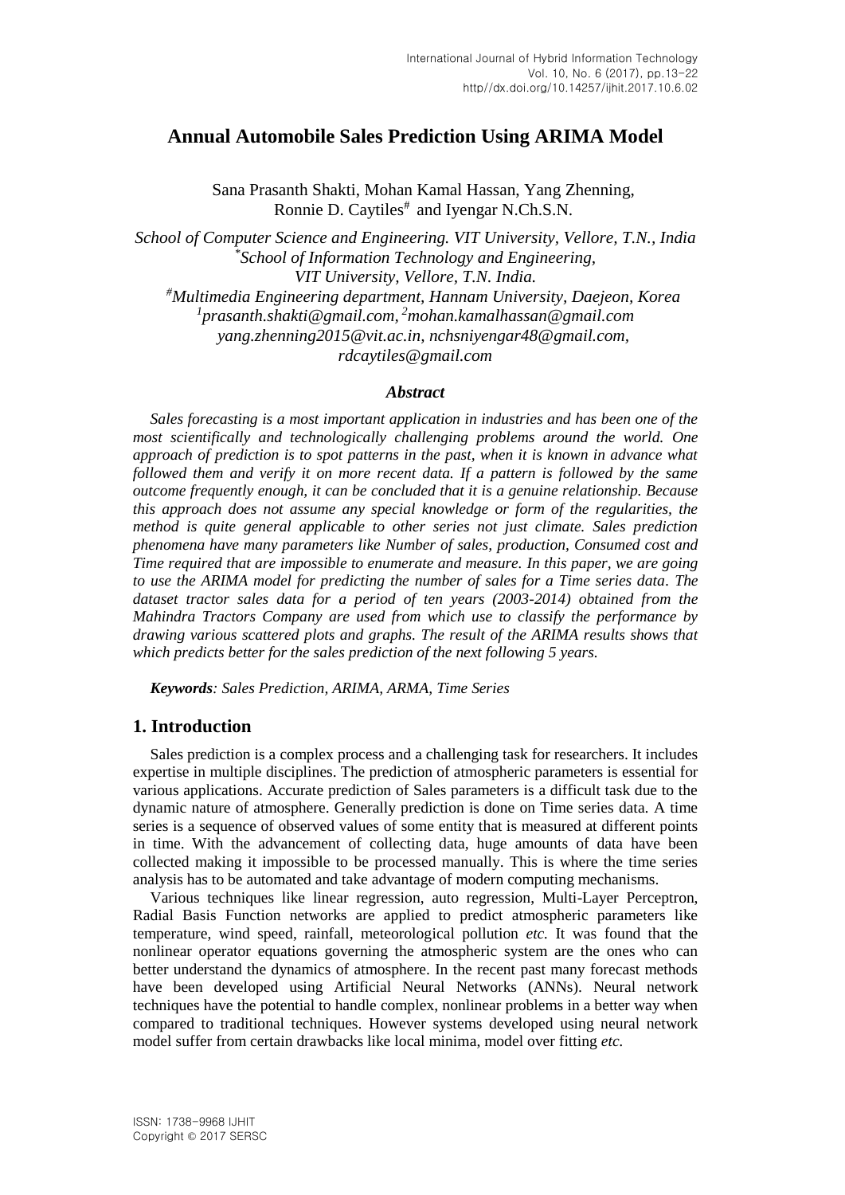# Annual Automobile Sales Prediction Using ARIMA Model

Sana Prasanth Shakti, Mohan Kamal Hassan, Yang Zhenning, Ronnie D. Caytiles[#] and Iyengar N.Ch.S.N.

*School of Computer Science and Engineering. VIT University, Vellore, T.N., India*
*[*]School of Information Technology and Engineering, VIT University, Vellore, T.N. India.*
*[#]Multimedia Engineering department, Hannam University, Daejeon, Korea*
*[1]prasanth.shakti@gmail.com, [2]mohan.kamalhassan@gmail.com*
*yang.zhenning2015@vit.ac.in, nchsniyengar48@gmail.com, rdcaytiles@gmail.com*

### *Abstract*

*Sales forecasting is a most important application in industries and has been one of the most scientifically and technologically challenging problems around the world. One approach of prediction is to spot patterns in the past, when it is known in advance what followed them and verify it on more recent data. If a pattern is followed by the same outcome frequently enough, it can be concluded that it is a genuine relationship. Because this approach does not assume any special knowledge or form of the regularities, the method is quite general applicable to other series not just climate. Sales prediction phenomena have many parameters like Number of sales, production, Consumed cost and Time required that are impossible to enumerate and measure. In this paper, we are going to use the ARIMA model for predicting the number of sales for a Time series data. The dataset tractor sales data for a period of ten years (2003-2014) obtained from the Mahindra Tractors Company are used from which use to classify the performance by drawing various scattered plots and graphs. The result of the ARIMA results shows that which predicts better for the sales prediction of the next following 5 years.*

***Keywords**: Sales Prediction, ARIMA, ARMA, Time Series*

## 1. Introduction

Sales prediction is a complex process and a challenging task for researchers. It includes expertise in multiple disciplines. The prediction of atmospheric parameters is essential for various applications. Accurate prediction of Sales parameters is a difficult task due to the dynamic nature of atmosphere. Generally prediction is done on Time series data. A time series is a sequence of observed values of some entity that is measured at different points in time. With the advancement of collecting data, huge amounts of data have been collected making it impossible to be processed manually. This is where the time series analysis has to be automated and take advantage of modern computing mechanisms.

Various techniques like linear regression, auto regression, Multi-Layer Perceptron, Radial Basis Function networks are applied to predict atmospheric parameters like temperature, wind speed, rainfall, meteorological pollution *etc.* It was found that the nonlinear operator equations governing the atmospheric system are the ones who can better understand the dynamics of atmosphere. In the recent past many forecast methods have been developed using Artificial Neural Networks (ANNs). Neural network techniques have the potential to handle complex, nonlinear problems in a better way when compared to traditional techniques. However systems developed using neural network model suffer from certain drawbacks like local minima, model over fitting *etc.*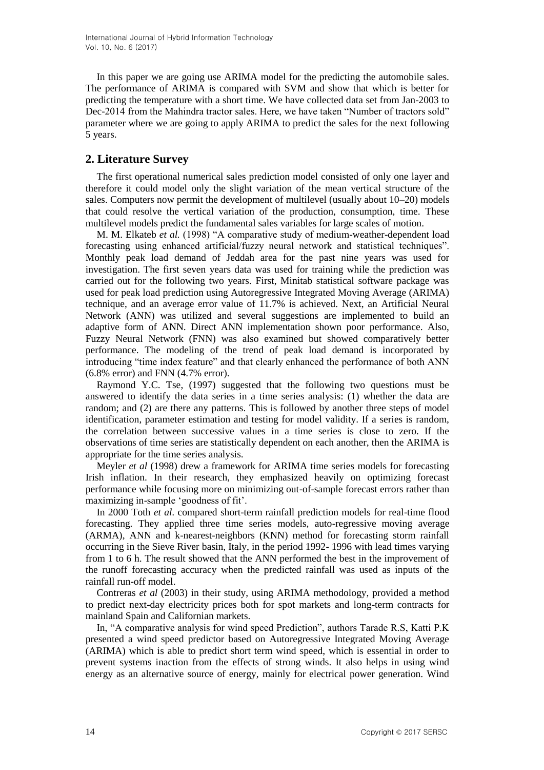In this paper we are going use ARIMA model for the predicting the automobile sales. The performance of ARIMA is compared with SVM and show that which is better for predicting the temperature with a short time. We have collected data set from Jan-2003 to Dec-2014 from the Mahindra tractor sales. Here, we have taken "Number of tractors sold" parameter where we are going to apply ARIMA to predict the sales for the next following 5 years.

## 2. Literature Survey

The first operational numerical sales prediction model consisted of only one layer and therefore it could model only the slight variation of the mean vertical structure of the sales. Computers now permit the development of multilevel (usually about 10–20) models that could resolve the vertical variation of the production, consumption, time. These multilevel models predict the fundamental sales variables for large scales of motion.

M. M. Elkateb *et al.* (1998) "A comparative study of medium-weather-dependent load forecasting using enhanced artificial/fuzzy neural network and statistical techniques". Monthly peak load demand of Jeddah area for the past nine years was used for investigation. The first seven years data was used for training while the prediction was carried out for the following two years. First, Minitab statistical software package was used for peak load prediction using Autoregressive Integrated Moving Average (ARIMA) technique, and an average error value of 11.7% is achieved. Next, an Artificial Neural Network (ANN) was utilized and several suggestions are implemented to build an adaptive form of ANN. Direct ANN implementation shown poor performance. Also, Fuzzy Neural Network (FNN) was also examined but showed comparatively better performance. The modeling of the trend of peak load demand is incorporated by introducing "time index feature" and that clearly enhanced the performance of both ANN (6.8% error) and FNN (4.7% error).

Raymond Y.C. Tse, (1997) suggested that the following two questions must be answered to identify the data series in a time series analysis: (1) whether the data are random; and (2) are there any patterns. This is followed by another three steps of model identification, parameter estimation and testing for model validity. If a series is random, the correlation between successive values in a time series is close to zero. If the observations of time series are statistically dependent on each another, then the ARIMA is appropriate for the time series analysis.

Meyler *et al* (1998) drew a framework for ARIMA time series models for forecasting Irish inflation. In their research, they emphasized heavily on optimizing forecast performance while focusing more on minimizing out-of-sample forecast errors rather than maximizing in-sample 'goodness of fit'.

In 2000 Toth *et al.* compared short-term rainfall prediction models for real-time flood forecasting. They applied three time series models, auto-regressive moving average (ARMA), ANN and k-nearest-neighbors (KNN) method for forecasting storm rainfall occurring in the Sieve River basin, Italy, in the period 1992- 1996 with lead times varying from 1 to 6 h. The result showed that the ANN performed the best in the improvement of the runoff forecasting accuracy when the predicted rainfall was used as inputs of the rainfall run-off model.

Contreras *et al* (2003) in their study, using ARIMA methodology, provided a method to predict next-day electricity prices both for spot markets and long-term contracts for mainland Spain and Californian markets.

In, "A comparative analysis for wind speed Prediction", authors Tarade R.S, Katti P.K presented a wind speed predictor based on Autoregressive Integrated Moving Average (ARIMA) which is able to predict short term wind speed, which is essential in order to prevent systems inaction from the effects of strong winds. It also helps in using wind energy as an alternative source of energy, mainly for electrical power generation. Wind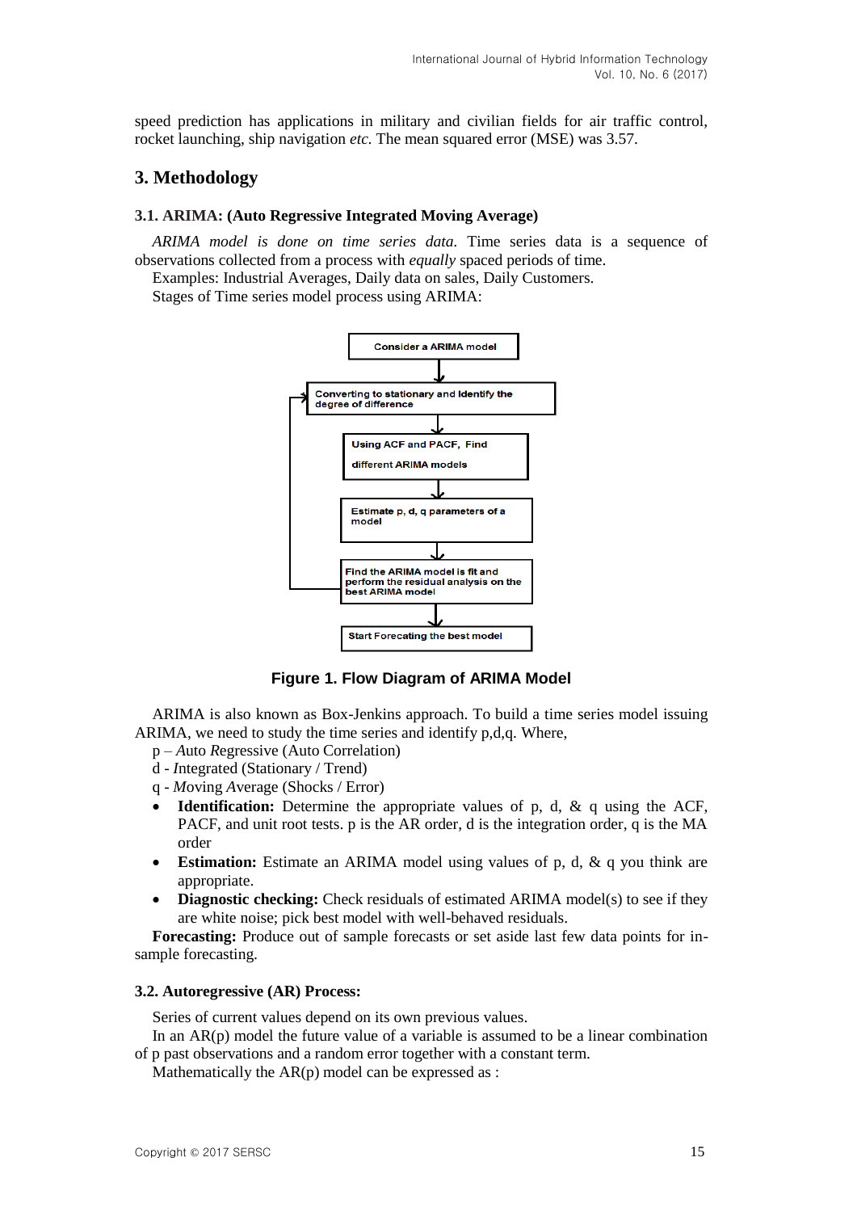speed prediction has applications in military and civilian fields for air traffic control, rocket launching, ship navigation *etc.* The mean squared error (MSE) was 3.57.

## 3. Methodology

### 3.1. ARIMA: (Auto Regressive Integrated Moving Average)

*ARIMA model is done on time series data.* Time series data is a sequence of observations collected from a process with *equally* spaced periods of time.

Examples: Industrial Averages, Daily data on sales, Daily Customers.

Stages of Time series model process using ARIMA:

Consider a ARIMA model

Converting to stationary and Identify the degree of difference

Using ACF and PACF, Find different ARIMA models

Estimate p, d, q parameters of a model

Find the ARIMA model is fit and perform the residual analysis on the best ARIMA model

Start Forecasting the best model

**Figure 1. Flow Diagram of ARIMA Model**

ARIMA is also known as Box-Jenkins approach. To build a time series model issuing ARIMA, we need to study the time series and identify p,d,q. Where,

p – *A*uto *R*egressive (Auto Correlation)

d - *I*ntegrated (Stationary / Trend)

q - *M*oving *A*verage (Shocks / Error)

- **Identification:** Determine the appropriate values of p, d, & q using the ACF, PACF, and unit root tests. p is the AR order, d is the integration order, q is the MA order
- **Estimation:** Estimate an ARIMA model using values of p, d, & q you think are appropriate.
- **Diagnostic checking:** Check residuals of estimated ARIMA model(s) to see if they are white noise; pick best model with well-behaved residuals.

**Forecasting:** Produce out of sample forecasts or set aside last few data points for in-sample forecasting.

### 3.2. Autoregressive (AR) Process:

Series of current values depend on its own previous values.

In an AR(p) model the future value of a variable is assumed to be a linear combination of p past observations and a random error together with a constant term.

Mathematically the AR(p) model can be expressed as :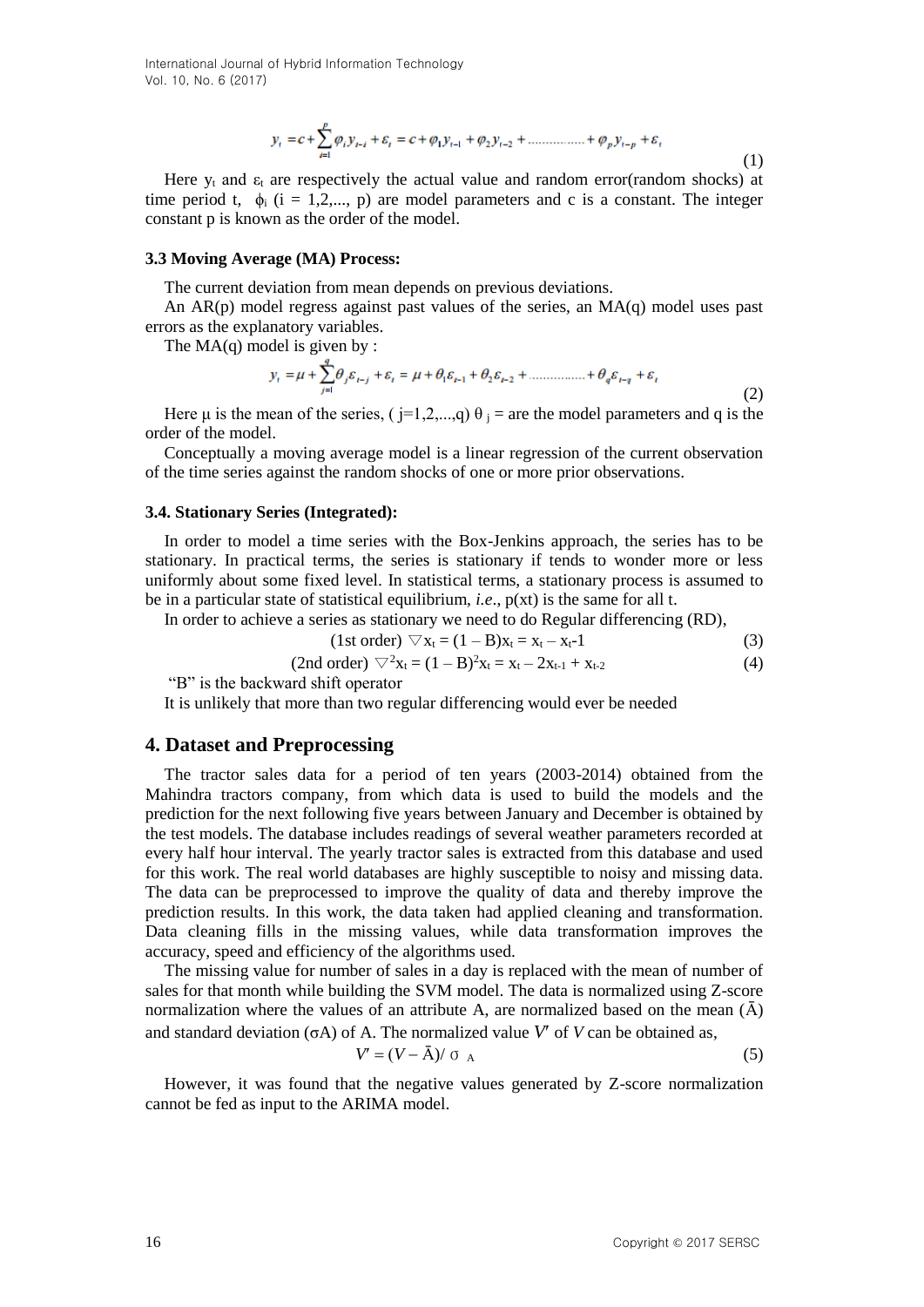$$y_t = c + \sum_{i=1}^{p} \varphi_i y_{t-i} + \varepsilon_t = c + \varphi_1 y_{t-1} + \varphi_2 y_{t-2} + \ldots\ldots\ldots\ldots + \varphi_p y_{t-p} + \varepsilon_t \quad (1)$$

Here $y_t$ and $\varepsilon_t$ are respectively the actual value and random error(random shocks) at time period t, $\phi_i$ (i = 1,2,..., p) are model parameters and c is a constant. The integer constant p is known as the order of the model.

### 3.3 Moving Average (MA) Process:

The current deviation from mean depends on previous deviations.

An AR(p) model regress against past values of the series, an MA(q) model uses past errors as the explanatory variables.

The MA(q) model is given by :

$$y_t = \mu + \sum_{j=1}^{q} \theta_j \varepsilon_{t-j} + \varepsilon_t = \mu + \theta_1 \varepsilon_{t-1} + \theta_2 \varepsilon_{t-2} + \ldots\ldots\ldots\ldots + \theta_q \varepsilon_{t-q} + \varepsilon_t \quad (2)$$

Here μ is the mean of the series, ( j=1,2,...,q) $\theta_j$ = are the model parameters and q is the order of the model.

Conceptually a moving average model is a linear regression of the current observation of the time series against the random shocks of one or more prior observations.

### 3.4. Stationary Series (Integrated):

In order to model a time series with the Box-Jenkins approach, the series has to be stationary. In practical terms, the series is stationary if tends to wonder more or less uniformly about some fixed level. In statistical terms, a stationary process is assumed to be in a particular state of statistical equilibrium, *i.e.*, p(xt) is the same for all t.

In order to achieve a series as stationary we need to do Regular differencing (RD),

$$\text{(1st order)} \; \nabla x_t = (1 - B)x_t = x_t - x_t\text{-}1 \quad (3)$$

$$\text{(2nd order)} \; \nabla^2 x_t = (1 - B)^2 x_t = x_t - 2x_{t-1} + x_{t-2} \quad (4)$$

"B" is the backward shift operator

It is unlikely that more than two regular differencing would ever be needed

## 4. Dataset and Preprocessing

The tractor sales data for a period of ten years (2003-2014) obtained from the Mahindra tractors company, from which data is used to build the models and the prediction for the next following five years between January and December is obtained by the test models. The database includes readings of several weather parameters recorded at every half hour interval. The yearly tractor sales is extracted from this database and used for this work. The real world databases are highly susceptible to noisy and missing data. The data can be preprocessed to improve the quality of data and thereby improve the prediction results. In this work, the data taken had applied cleaning and transformation. Data cleaning fills in the missing values, while data transformation improves the accuracy, speed and efficiency of the algorithms used.

The missing value for number of sales in a day is replaced with the mean of number of sales for that month while building the SVM model. The data is normalized using Z-score normalization where the values of an attribute A, are normalized based on the mean ($\bar{A}$) and standard deviation (σA) of A. The normalized value $V'$ of $V$ can be obtained as,

$$V' = (V - \bar{A}) / \sigma_A \quad (5)$$

However, it was found that the negative values generated by Z-score normalization cannot be fed as input to the ARIMA model.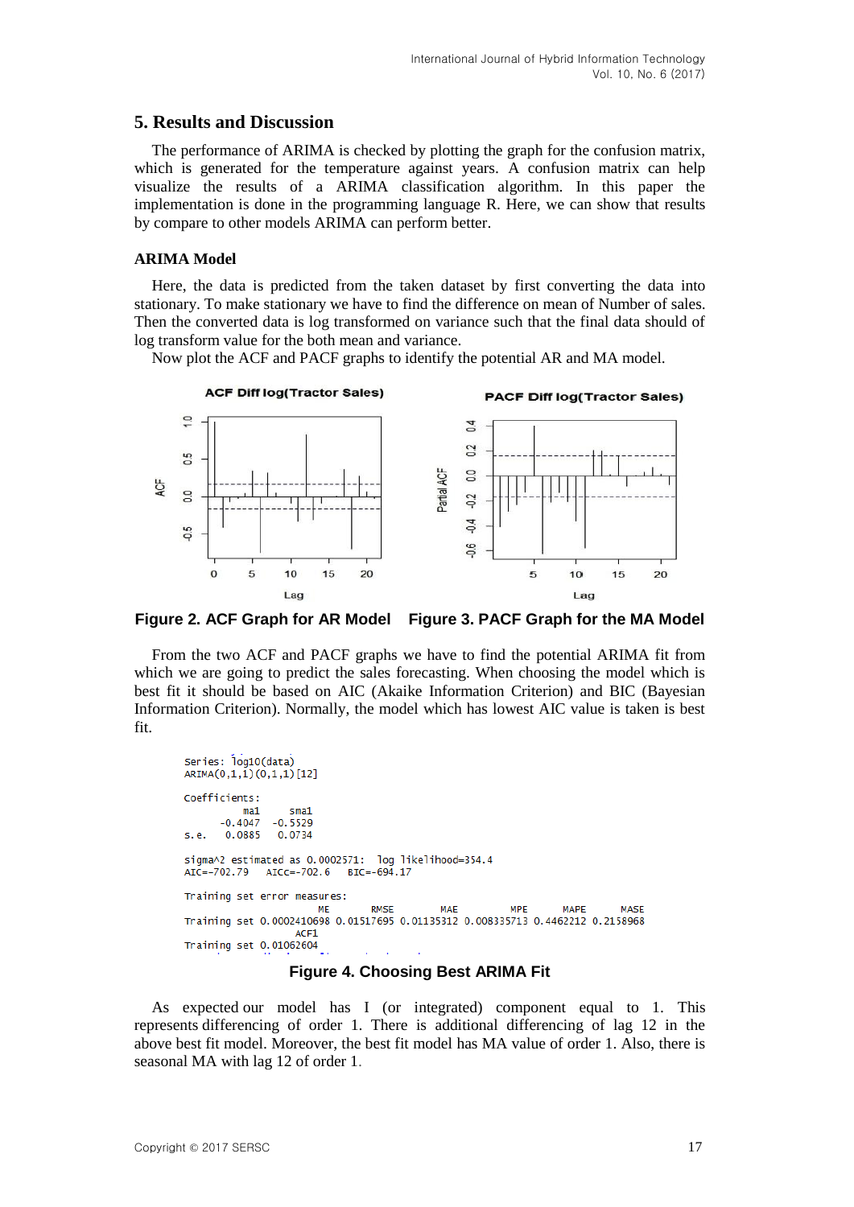## 5. Results and Discussion

The performance of ARIMA is checked by plotting the graph for the confusion matrix, which is generated for the temperature against years. A confusion matrix can help visualize the results of a ARIMA classification algorithm. In this paper the implementation is done in the programming language R. Here, we can show that results by compare to other models ARIMA can perform better.

### ARIMA Model

Here, the data is predicted from the taken dataset by first converting the data into stationary. To make stationary we have to find the difference on mean of Number of sales. Then the converted data is log transformed on variance such that the final data should of log transform value for the both mean and variance.

Now plot the ACF and PACF graphs to identify the potential AR and MA model.

**Figure 2. ACF Graph for AR Model** **Figure 3. PACF Graph for the MA Model**

From the two ACF and PACF graphs we have to find the potential ARIMA fit from which we are going to predict the sales forecasting. When choosing the model which is best fit it should be based on AIC (Akaike Information Criterion) and BIC (Bayesian Information Criterion). Normally, the model which has lowest AIC value is taken is best fit.

```
Series: log10(data)
ARIMA(0,1,1)(0,1,1)[12]

Coefficients:
          ma1     sma1
      -0.4047  -0.5529
s.e.   0.0885   0.0734

sigma^2 estimated as 0.0002571:  log likelihood=354.4
AIC=-702.79   AICc=-702.6   BIC=-694.17

Training set error measures:
                       ME       RMSE        MAE         MPE      MAPE      MASE
Training set 0.0002410698 0.01517695 0.01135312 0.008335713 0.4462212 0.2158968
                   ACF1
Training set 0.01062604
```

**Figure 4. Choosing Best ARIMA Fit**

As expected our model has I (or integrated) component equal to 1. This represents differencing of order 1. There is additional differencing of lag 12 in the above best fit model. Moreover, the best fit model has MA value of order 1. Also, there is seasonal MA with lag 12 of order 1.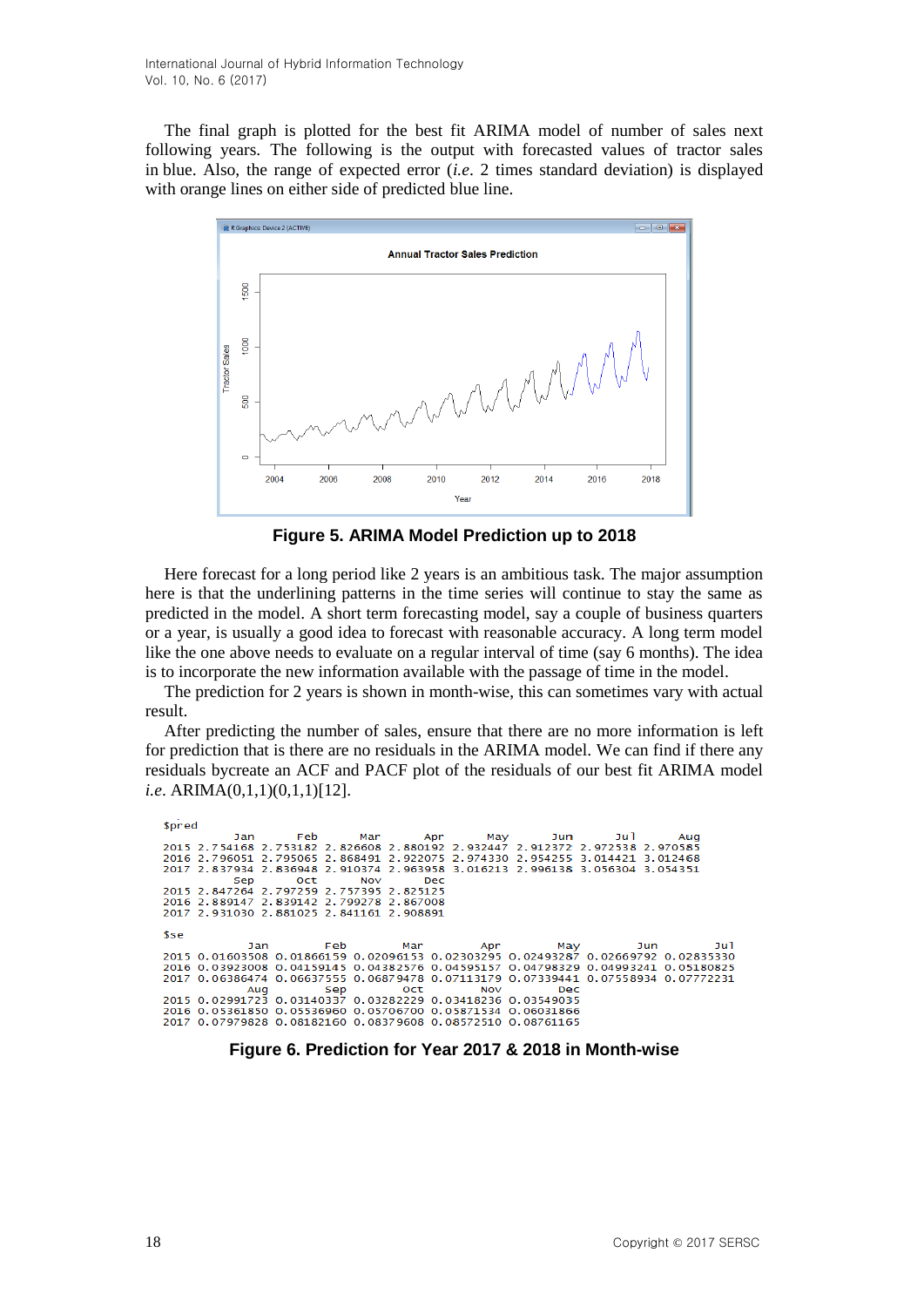The final graph is plotted for the best fit ARIMA model of number of sales next following years. The following is the output with forecasted values of tractor sales in blue. Also, the range of expected error (*i.e.* 2 times standard deviation) is displayed with orange lines on either side of predicted blue line.

**Figure 5. ARIMA Model Prediction up to 2018**

Here forecast for a long period like 2 years is an ambitious task. The major assumption here is that the underlining patterns in the time series will continue to stay the same as predicted in the model. A short term forecasting model, say a couple of business quarters or a year, is usually a good idea to forecast with reasonable accuracy. A long term model like the one above needs to evaluate on a regular interval of time (say 6 months). The idea is to incorporate the new information available with the passage of time in the model.

The prediction for 2 years is shown in month-wise, this can sometimes vary with actual result.

After predicting the number of sales, ensure that there are no more information is left for prediction that is there are no residuals in the ARIMA model. We can find if there any residuals bycreate an ACF and PACF plot of the residuals of our best fit ARIMA model *i.e.* ARIMA(0,1,1)(0,1,1)[12].

```
$pred
          Jan      Feb      Mar      Apr      May      Jun      Jul      Aug
2015 2.754168 2.753182 2.826608 2.880192 2.932447 2.912372 2.972538 2.970585
2016 2.796051 2.795065 2.868491 2.922075 2.974330 2.954255 3.014421 3.012468
2017 2.837934 2.836948 2.910374 2.963958 3.016213 2.996138 3.056304 3.054351
          Sep      Oct      Nov      Dec
2015 2.847264 2.797259 2.757395 2.825125
2016 2.889147 2.839142 2.799278 2.867008
2017 2.931030 2.881025 2.841161 2.908891

$se
            Jan        Feb        Mar        Apr        May        Jun        Jul
2015 0.01603508 0.01866159 0.02096153 0.02303295 0.02493287 0.02669792 0.02835330
2016 0.03923008 0.04159145 0.04382576 0.04595157 0.04798329 0.04993241 0.05180825
2017 0.06386474 0.06637555 0.06879478 0.07113179 0.07339441 0.07558934 0.07772231
            Aug        Sep        Oct        Nov        Dec
2015 0.02991723 0.03140337 0.03282229 0.03418236 0.03549035
2016 0.05361850 0.05536960 0.05706700 0.05871534 0.06031866
2017 0.07979828 0.08182160 0.08379608 0.08572510 0.08761165
```

**Figure 6. Prediction for Year 2017 & 2018 in Month-wise**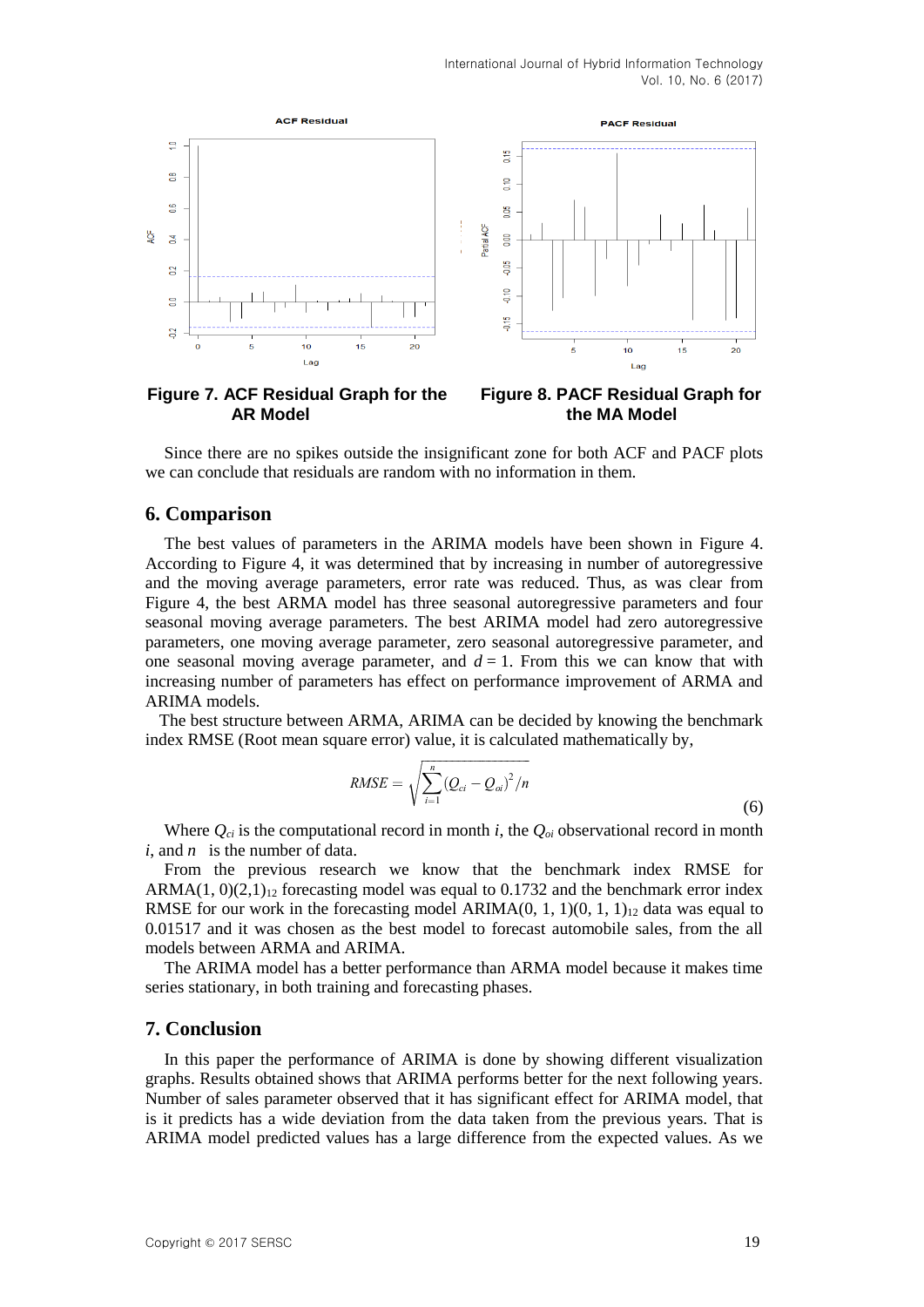Figure 7. ACF Residual Graph for the AR Model

Figure 8. PACF Residual Graph for the MA Model

Since there are no spikes outside the insignificant zone for both ACF and PACF plots we can conclude that residuals are random with no information in them.

## 6. Comparison

The best values of parameters in the ARIMA models have been shown in Figure 4. According to Figure 4, it was determined that by increasing in number of autoregressive and the moving average parameters, error rate was reduced. Thus, as was clear from Figure 4, the best ARMA model has three seasonal autoregressive parameters and four seasonal moving average parameters. The best ARIMA model had zero autoregressive parameters, one moving average parameter, zero seasonal autoregressive parameter, and one seasonal moving average parameter, and $d = 1$. From this we can know that with increasing number of parameters has effect on performance improvement of ARMA and ARIMA models.

The best structure between ARMA, ARIMA can be decided by knowing the benchmark index RMSE (Root mean square error) value, it is calculated mathematically by,

$$RMSE = \sqrt{\sum_{i=1}^{n} (Q_{ci} - Q_{oi})^2 / n} \tag{6}$$

Where $Q_{ci}$ is the computational record in month $i$, the $Q_{oi}$ observational record in month $i$, and $n$ is the number of data.

From the previous research we know that the benchmark index RMSE for $ARMA(1, 0)(2,1)_{12}$ forecasting model was equal to 0.1732 and the benchmark error index RMSE for our work in the forecasting model $ARIMA(0, 1, 1)(0, 1, 1)_{12}$ data was equal to 0.01517 and it was chosen as the best model to forecast automobile sales, from the all models between ARMA and ARIMA.

The ARIMA model has a better performance than ARMA model because it makes time series stationary, in both training and forecasting phases.

## 7. Conclusion

In this paper the performance of ARIMA is done by showing different visualization graphs. Results obtained shows that ARIMA performs better for the next following years. Number of sales parameter observed that it has significant effect for ARIMA model, that is it predicts has a wide deviation from the data taken from the previous years. That is ARIMA model predicted values has a large difference from the expected values. As we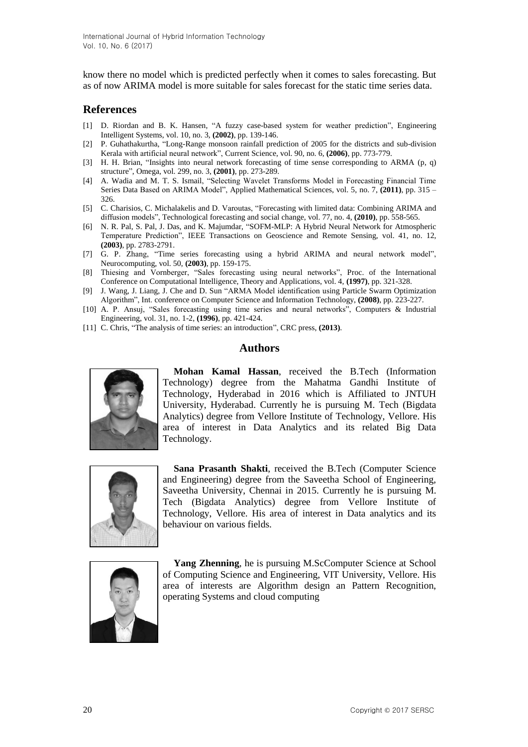know there no model which is predicted perfectly when it comes to sales forecasting. But as of now ARIMA model is more suitable for sales forecast for the static time series data.

## References

[1] D. Riordan and B. K. Hansen, "A fuzzy case-based system for weather prediction", Engineering Intelligent Systems, vol. 10, no. 3, **(2002)**, pp. 139-146.

[2] P. Guhathakurtha, "Long-Range monsoon rainfall prediction of 2005 for the districts and sub-division Kerala with artificial neural network", Current Science, vol. 90, no. 6, **(2006)**, pp. 773-779.

[3] H. H. Brian, "Insights into neural network forecasting of time sense corresponding to ARMA (p, q) structure", Omega, vol. 299, no. 3, **(2001)**, pp. 273-289.

[4] A. Wadia and M. T. S. Ismail, "Selecting Wavelet Transforms Model in Forecasting Financial Time Series Data Based on ARIMA Model", Applied Mathematical Sciences, vol. 5, no. 7, **(2011)**, pp. 315 – 326.

[5] C. Charisios, C. Michalakelis and D. Varoutas, "Forecasting with limited data: Combining ARIMA and diffusion models", Technological forecasting and social change, vol. 77, no. 4, **(2010)**, pp. 558-565.

[6] N. R. Pal, S. Pal, J. Das, and K. Majumdar, "SOFM-MLP: A Hybrid Neural Network for Atmospheric Temperature Prediction", IEEE Transactions on Geoscience and Remote Sensing, vol. 41, no. 12, **(2003)**, pp. 2783-2791.

[7] G. P. Zhang, "Time series forecasting using a hybrid ARIMA and neural network model", Neurocomputing, vol. 50, **(2003)**, pp. 159-175.

[8] Thiesing and Vornberger, "Sales forecasting using neural networks", Proc. of the International Conference on Computational Intelligence, Theory and Applications, vol. 4, **(1997)**, pp. 321-328.

[9] J. Wang, J. Liang, J. Che and D. Sun "ARMA Model identification using Particle Swarm Optimization Algorithm", Int. conference on Computer Science and Information Technology, **(2008)**, pp. 223-227.

[10] A. P. Ansuj, "Sales forecasting using time series and neural networks", Computers & Industrial Engineering, vol. 31, no. 1-2, **(1996)**, pp. 421-424.

[11] C. Chris, "The analysis of time series: an introduction", CRC press, **(2013)**.

## Authors

**Mohan Kamal Hassan**, received the B.Tech (Information Technology) degree from the Mahatma Gandhi Institute of Technology, Hyderabad in 2016 which is Affiliated to JNTUH University, Hyderabad. Currently he is pursuing M. Tech (Bigdata Analytics) degree from Vellore Institute of Technology, Vellore. His area of interest in Data Analytics and its related Big Data Technology.

**Sana Prasanth Shakti**, received the B.Tech (Computer Science and Engineering) degree from the Saveetha School of Engineering, Saveetha University, Chennai in 2015. Currently he is pursuing M. Tech (Bigdata Analytics) degree from Vellore Institute of Technology, Vellore. His area of interest in Data analytics and its behaviour on various fields.

**Yang Zhenning**, he is pursuing M.ScComputer Science at School of Computing Science and Engineering, VIT University, Vellore. His area of interests are Algorithm design an Pattern Recognition, operating Systems and cloud computing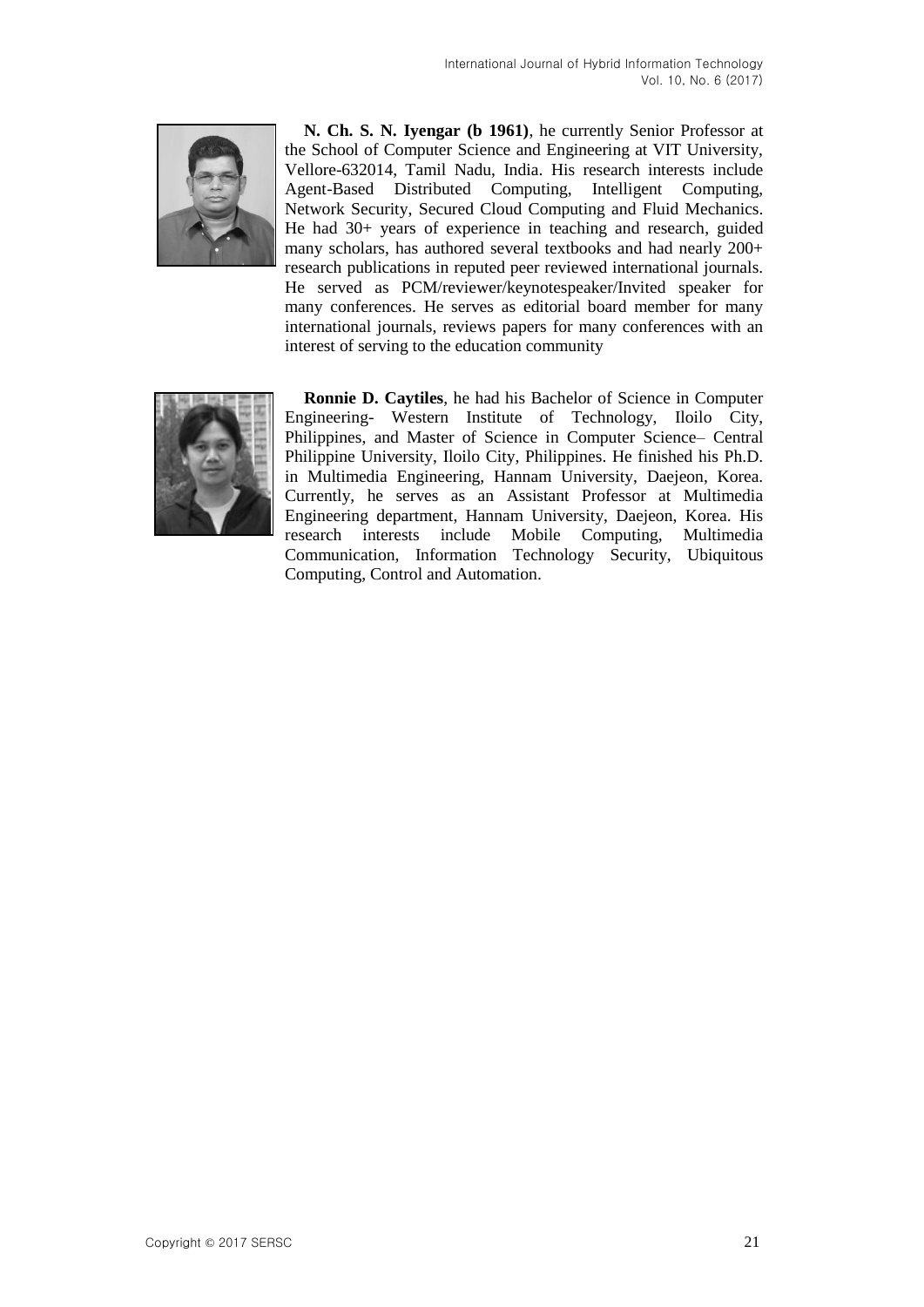**N. Ch. S. N. Iyengar (b 1961)**, he currently Senior Professor at the School of Computer Science and Engineering at VIT University, Vellore-632014, Tamil Nadu, India. His research interests include Agent-Based Distributed Computing, Intelligent Computing, Network Security, Secured Cloud Computing and Fluid Mechanics. He had 30+ years of experience in teaching and research, guided many scholars, has authored several textbooks and had nearly 200+ research publications in reputed peer reviewed international journals. He served as PCM/reviewer/keynotespeaker/Invited speaker for many conferences. He serves as editorial board member for many international journals, reviews papers for many conferences with an interest of serving to the education community

**Ronnie D. Caytiles**, he had his Bachelor of Science in Computer Engineering- Western Institute of Technology, Iloilo City, Philippines, and Master of Science in Computer Science– Central Philippine University, Iloilo City, Philippines. He finished his Ph.D. in Multimedia Engineering, Hannam University, Daejeon, Korea. Currently, he serves as an Assistant Professor at Multimedia Engineering department, Hannam University, Daejeon, Korea. His research interests include Mobile Computing, Multimedia Communication, Information Technology Security, Ubiquitous Computing, Control and Automation.